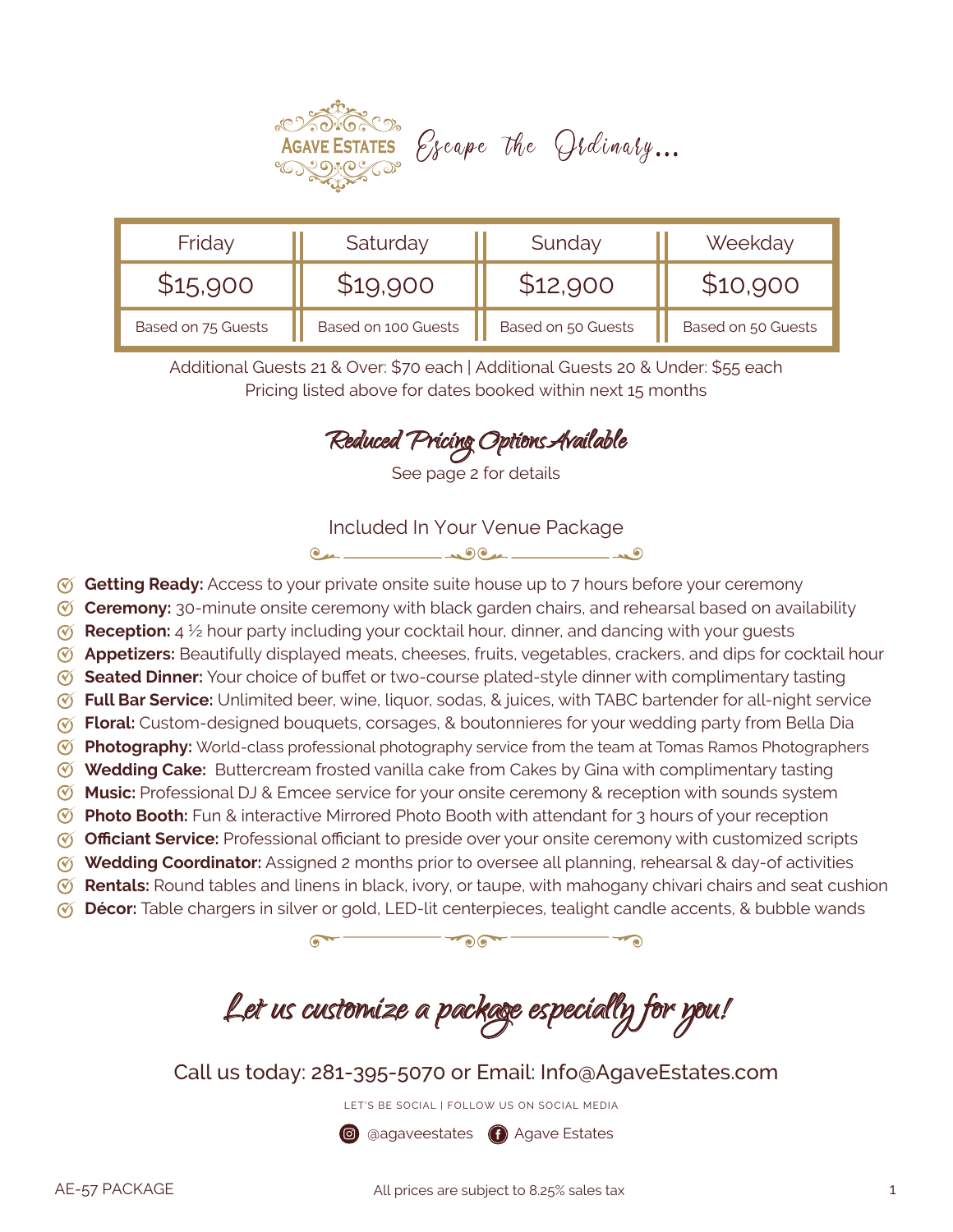# AGAVE ESTATES

*Escape the Ordinary...*

| Friday | Saturday | Sunday | Weekday |
| --- | --- | --- | --- |
| $15,900 | $19,900 | $12,900 | $10,900 |
| Based on 75 Guests | Based on 100 Guests | Based on 50 Guests | Based on 50 Guests |

Additional Guests 21 & Over: $70 each | Additional Guests 20 & Under: $55 each
Pricing listed above for dates booked within next 15 months

## *Reduced Pricing Options Available*

See page 2 for details

## Included In Your Venue Package

- **Getting Ready:** Access to your private onsite suite house up to 7 hours before your ceremony
- **Ceremony:** 30-minute onsite ceremony with black garden chairs, and rehearsal based on availability
- **Reception:** 4 ½ hour party including your cocktail hour, dinner, and dancing with your guests
- **Appetizers:** Beautifully displayed meats, cheeses, fruits, vegetables, crackers, and dips for cocktail hour
- **Seated Dinner:** Your choice of buffet or two-course plated-style dinner with complimentary tasting
- **Full Bar Service:** Unlimited beer, wine, liquor, sodas, & juices, with TABC bartender for all-night service
- **Floral:** Custom-designed bouquets, corsages, & boutonnieres for your wedding party from Bella Dia
- **Photography:** World-class professional photography service from the team at Tomas Ramos Photographers
- **Wedding Cake:** Buttercream frosted vanilla cake from Cakes by Gina with complimentary tasting
- **Music:** Professional DJ & Emcee service for your onsite ceremony & reception with sounds system
- **Photo Booth:** Fun & interactive Mirrored Photo Booth with attendant for 3 hours of your reception
- **Officiant Service:** Professional officiant to preside over your onsite ceremony with customized scripts
- **Wedding Coordinator:** Assigned 2 months prior to oversee all planning, rehearsal & day-of activities
- **Rentals:** Round tables and linens in black, ivory, or taupe, with mahogany chivari chairs and seat cushion
- **Décor:** Table chargers in silver or gold, LED-lit centerpieces, tealight candle accents, & bubble wands

## *Let us customize a package especially for you!*

Call us today: 281-395-5070 or Email: Info@AgaveEstates.com

LET'S BE SOCIAL | FOLLOW US ON SOCIAL MEDIA

@agaveestates | Agave Estates

AE-57 PACKAGE

All prices are subject to 8.25% sales tax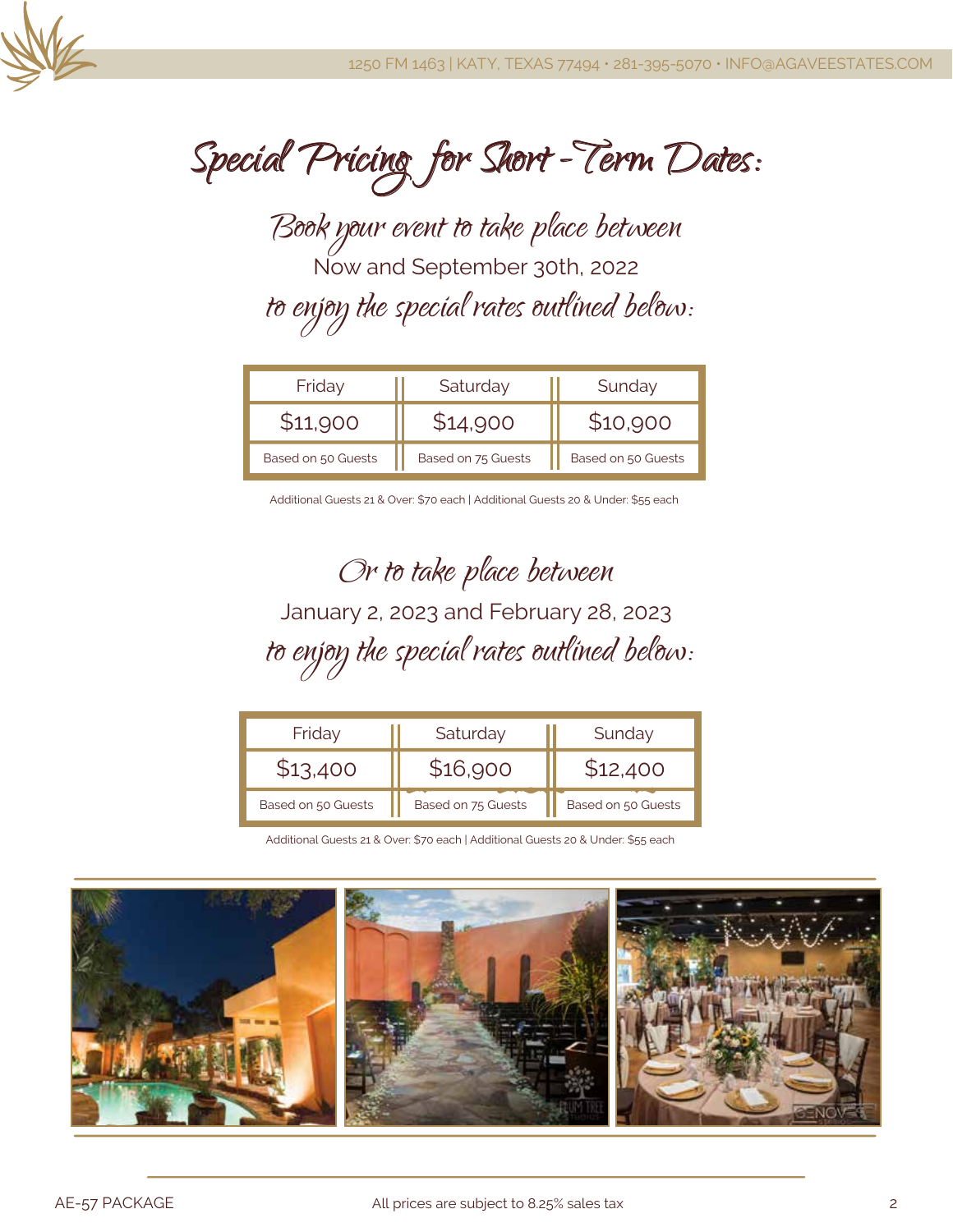# Special Pricing for Short-Term Dates:

*Book your event to take place between*

Now and September 30th, 2022

*to enjoy the special rates outlined below:*

| Friday | Saturday | Sunday |
|---|---|---|
| $11,900 | $14,900 | $10,900 |
| Based on 50 Guests | Based on 75 Guests | Based on 50 Guests |

Additional Guests 21 & Over: $70 each | Additional Guests 20 & Under: $55 each

*Or to take place between*

January 2, 2023 and February 28, 2023

*to enjoy the special rates outlined below:*

| Friday | Saturday | Sunday |
|---|---|---|
| $13,400 | $16,900 | $12,400 |
| Based on 50 Guests | Based on 75 Guests | Based on 50 Guests |

Additional Guests 21 & Over: $70 each | Additional Guests 20 & Under: $55 each

All prices are subject to 8.25% sales tax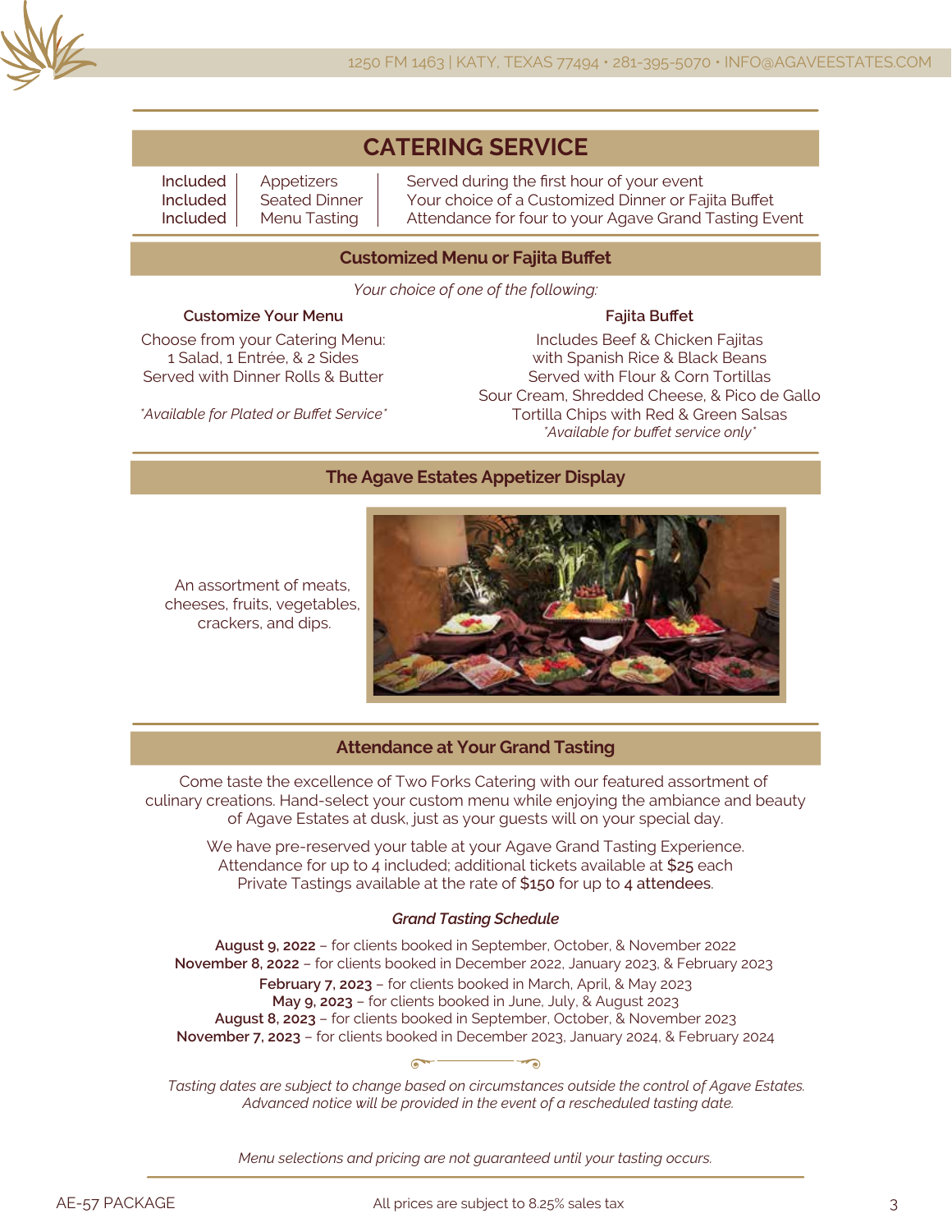# CATERING SERVICE

| | | |
|---|---|---|
| Included | Appetizers | Served during the first hour of your event |
| Included | Seated Dinner | Your choice of a Customized Dinner or Fajita Buffet |
| Included | Menu Tasting | Attendance for four to your Agave Grand Tasting Event |

## Customized Menu or Fajita Buffet

*Your choice of one of the following:*

### Customize Your Menu

Choose from your Catering Menu:
1 Salad, 1 Entrée, & 2 Sides
Served with Dinner Rolls & Butter

*\*Available for Plated or Buffet Service\**

### Fajita Buffet

Includes Beef & Chicken Fajitas
with Spanish Rice & Black Beans
Served with Flour & Corn Tortillas
Sour Cream, Shredded Cheese, & Pico de Gallo
Tortilla Chips with Red & Green Salsas
*\*Available for buffet service only\**

## The Agave Estates Appetizer Display

An assortment of meats, cheeses, fruits, vegetables, crackers, and dips.

## Attendance at Your Grand Tasting

Come taste the excellence of Two Forks Catering with our featured assortment of culinary creations. Hand-select your custom menu while enjoying the ambiance and beauty of Agave Estates at dusk, just as your guests will on your special day.

We have pre-reserved your table at your Agave Grand Tasting Experience.
Attendance for up to 4 included; additional tickets available at $25 each
Private Tastings available at the rate of $150 for up to 4 attendees.

***Grand Tasting Schedule***

**August 9, 2022** – for clients booked in September, October, & November 2022
**November 8, 2022** – for clients booked in December 2022, January 2023, & February 2023
**February 7, 2023** – for clients booked in March, April, & May 2023
**May 9, 2023** – for clients booked in June, July, & August 2023
**August 8, 2023** – for clients booked in September, October, & November 2023
**November 7, 2023** – for clients booked in December 2023, January 2024, & February 2024

*Tasting dates are subject to change based on circumstances outside the control of Agave Estates. Advanced notice will be provided in the event of a rescheduled tasting date.*

*Menu selections and pricing are not guaranteed until your tasting occurs.*

AE-57 PACKAGE

All prices are subject to 8.25% sales tax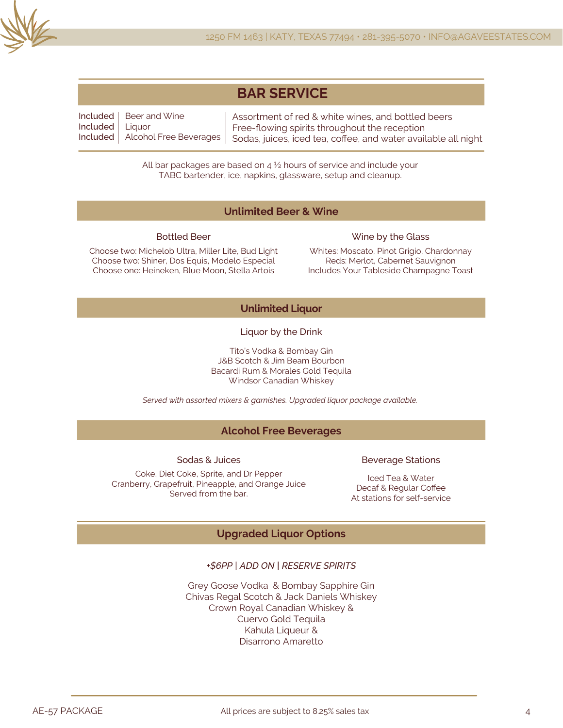# BAR SERVICE

| | | |
|---|---|---|
| Included | Beer and Wine | Assortment of red & white wines, and bottled beers |
| Included | Liquor | Free-flowing spirits throughout the reception |
| Included | Alcohol Free Beverages | Sodas, juices, iced tea, coffee, and water available all night |

All bar packages are based on 4 ½ hours of service and include your
TABC bartender, ice, napkins, glassware, setup and cleanup.

## Unlimited Beer & Wine

### Bottled Beer

Choose two: Michelob Ultra, Miller Lite, Bud Light
Choose two: Shiner, Dos Equis, Modelo Especial
Choose one: Heineken, Blue Moon, Stella Artois

### Wine by the Glass

Whites: Moscato, Pinot Grigio, Chardonnay
Reds: Merlot, Cabernet Sauvignon
Includes Your Tableside Champagne Toast

## Unlimited Liquor

### Liquor by the Drink

Tito's Vodka & Bombay Gin
J&B Scotch & Jim Beam Bourbon
Bacardi Rum & Morales Gold Tequila
Windsor Canadian Whiskey

*Served with assorted mixers & garnishes. Upgraded liquor package available.*

## Alcohol Free Beverages

### Sodas & Juices

Coke, Diet Coke, Sprite, and Dr Pepper
Cranberry, Grapefruit, Pineapple, and Orange Juice
Served from the bar.

### Beverage Stations

Iced Tea & Water
Decaf & Regular Coffee
At stations for self-service

## Upgraded Liquor Options

*+$6PP | ADD ON | RESERVE SPIRITS*

Grey Goose Vodka & Bombay Sapphire Gin
Chivas Regal Scotch & Jack Daniels Whiskey
Crown Royal Canadian Whiskey &
Cuervo Gold Tequila
Kahula Liqueur &
Disarrono Amaretto

All prices are subject to 8.25% sales tax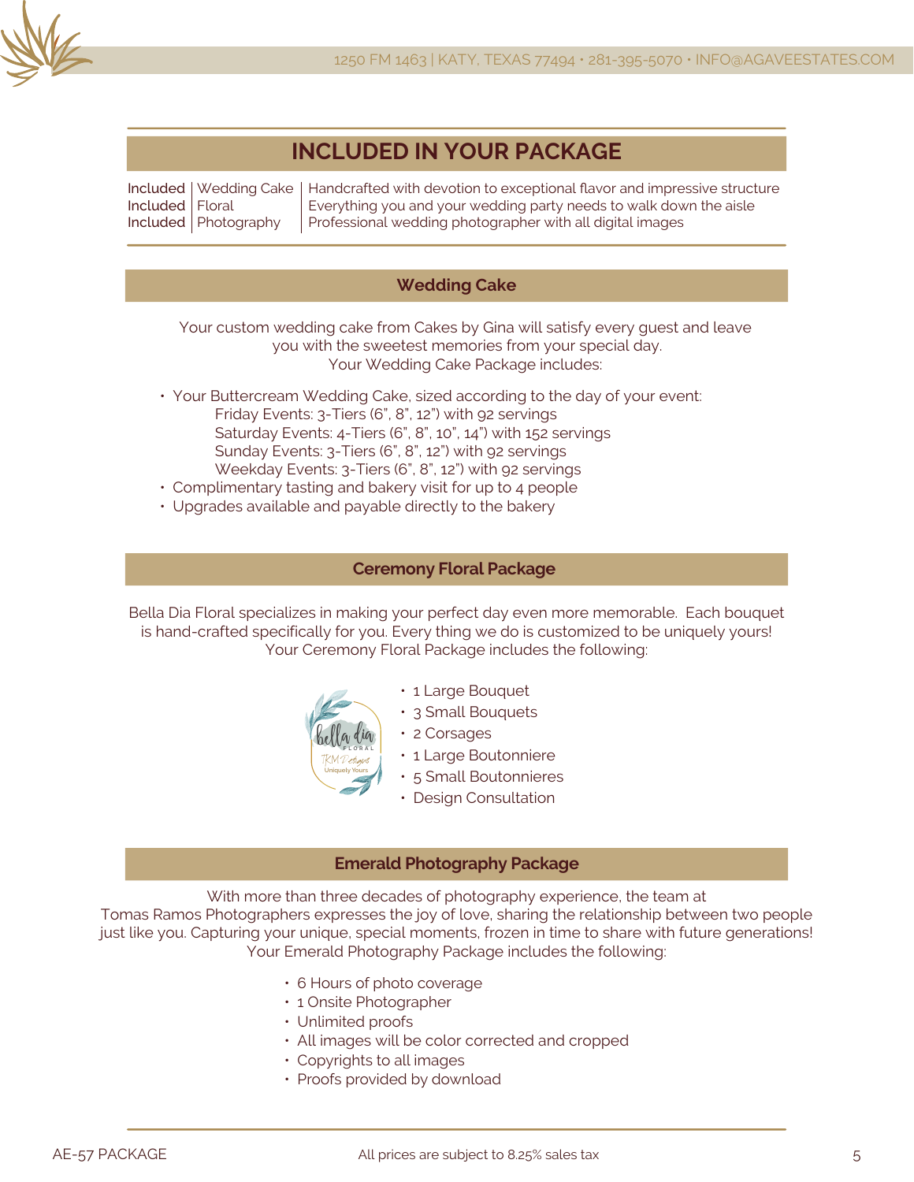# INCLUDED IN YOUR PACKAGE

| | | |
|---|---|---|
| Included | Wedding Cake | Handcrafted with devotion to exceptional flavor and impressive structure |
| Included | Floral | Everything you and your wedding party needs to walk down the aisle |
| Included | Photography | Professional wedding photographer with all digital images |

## Wedding Cake

Your custom wedding cake from Cakes by Gina will satisfy every guest and leave you with the sweetest memories from your special day.
Your Wedding Cake Package includes:

- Your Buttercream Wedding Cake, sized according to the day of your event:
  - Friday Events: 3-Tiers (6", 8", 12") with 92 servings
  - Saturday Events: 4-Tiers (6", 8", 10", 14") with 152 servings
  - Sunday Events: 3-Tiers (6", 8", 12") with 92 servings
  - Weekday Events: 3-Tiers (6", 8", 12") with 92 servings
- Complimentary tasting and bakery visit for up to 4 people
- Upgrades available and payable directly to the bakery

## Ceremony Floral Package

Bella Dia Floral specializes in making your perfect day even more memorable. Each bouquet is hand-crafted specifically for you. Every thing we do is customized to be uniquely yours!
Your Ceremony Floral Package includes the following:

- 1 Large Bouquet
- 3 Small Bouquets
- 2 Corsages
- 1 Large Boutonniere
- 5 Small Boutonnieres
- Design Consultation

## Emerald Photography Package

With more than three decades of photography experience, the team at Tomas Ramos Photographers expresses the joy of love, sharing the relationship between two people just like you. Capturing your unique, special moments, frozen in time to share with future generations!
Your Emerald Photography Package includes the following:

- 6 Hours of photo coverage
- 1 Onsite Photographer
- Unlimited proofs
- All images will be color corrected and cropped
- Copyrights to all images
- Proofs provided by download

All prices are subject to 8.25% sales tax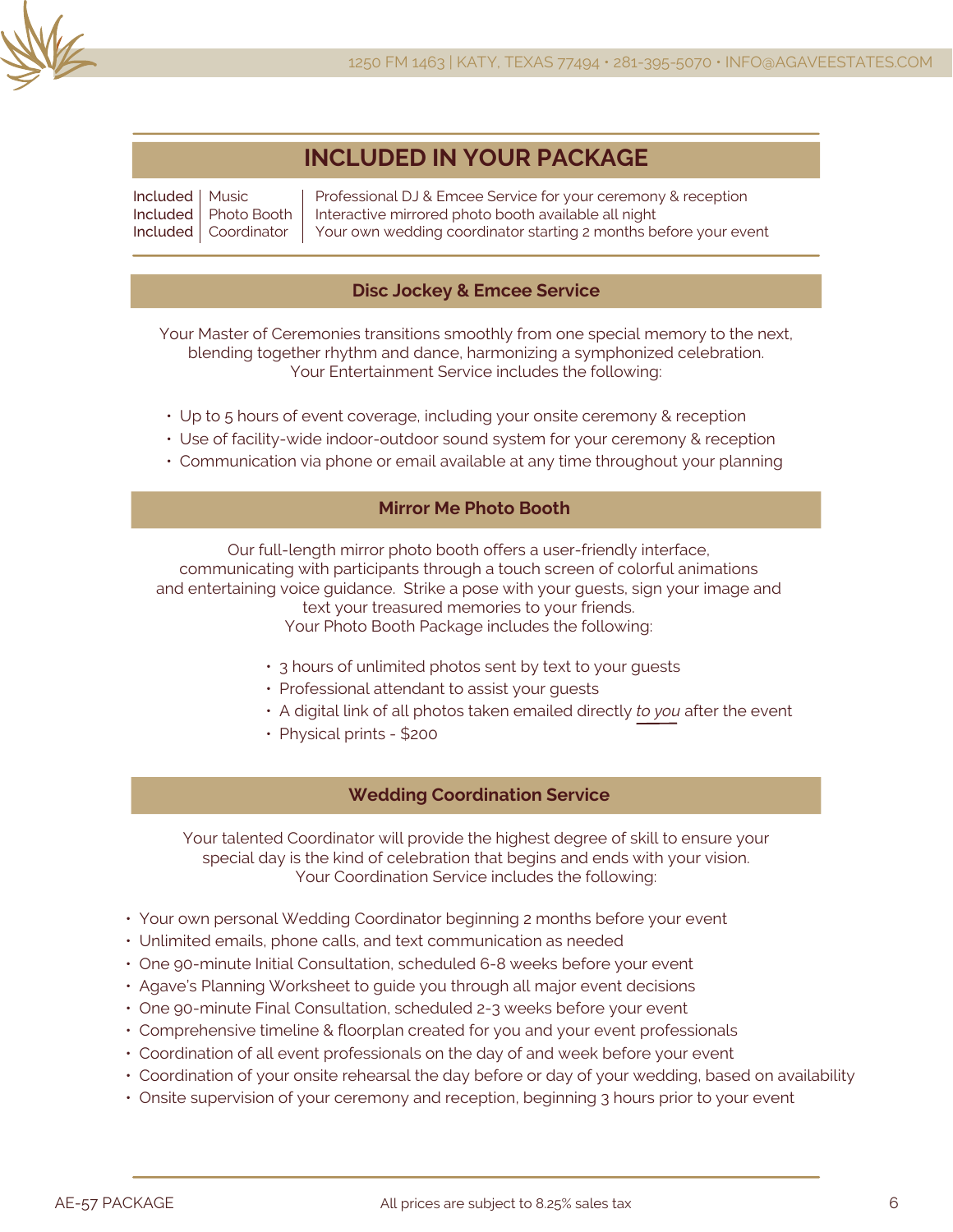# INCLUDED IN YOUR PACKAGE

| | | |
|---|---|---|
| Included | Music | Professional DJ & Emcee Service for your ceremony & reception |
| Included | Photo Booth | Interactive mirrored photo booth available all night |
| Included | Coordinator | Your own wedding coordinator starting 2 months before your event |

## Disc Jockey & Emcee Service

Your Master of Ceremonies transitions smoothly from one special memory to the next, blending together rhythm and dance, harmonizing a symphonized celebration.
Your Entertainment Service includes the following:

- Up to 5 hours of event coverage, including your onsite ceremony & reception
- Use of facility-wide indoor-outdoor sound system for your ceremony & reception
- Communication via phone or email available at any time throughout your planning

## Mirror Me Photo Booth

Our full-length mirror photo booth offers a user-friendly interface, communicating with participants through a touch screen of colorful animations and entertaining voice guidance. Strike a pose with your guests, sign your image and text your treasured memories to your friends.
Your Photo Booth Package includes the following:

- 3 hours of unlimited photos sent by text to your guests
- Professional attendant to assist your guests
- A digital link of all photos taken emailed directly *to you* after the event
- Physical prints - $200

## Wedding Coordination Service

Your talented Coordinator will provide the highest degree of skill to ensure your special day is the kind of celebration that begins and ends with your vision.
Your Coordination Service includes the following:

- Your own personal Wedding Coordinator beginning 2 months before your event
- Unlimited emails, phone calls, and text communication as needed
- One 90-minute Initial Consultation, scheduled 6-8 weeks before your event
- Agave's Planning Worksheet to guide you through all major event decisions
- One 90-minute Final Consultation, scheduled 2-3 weeks before your event
- Comprehensive timeline & floorplan created for you and your event professionals
- Coordination of all event professionals on the day of and week before your event
- Coordination of your onsite rehearsal the day before or day of your wedding, based on availability
- Onsite supervision of your ceremony and reception, beginning 3 hours prior to your event

All prices are subject to 8.25% sales tax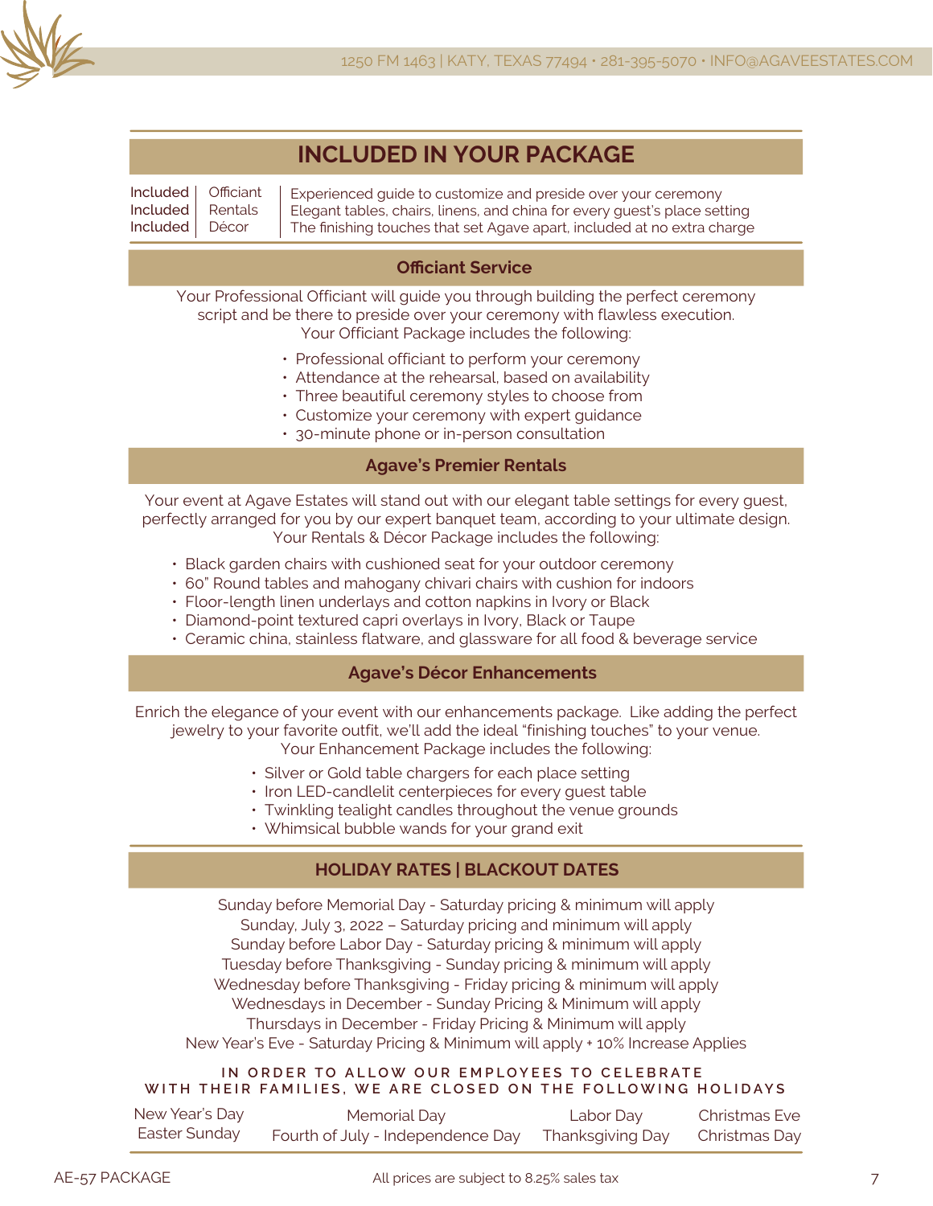## INCLUDED IN YOUR PACKAGE

| | | |
|---|---|---|
| Included | Officiant | Experienced guide to customize and preside over your ceremony |
| Included | Rentals | Elegant tables, chairs, linens, and china for every guest's place setting |
| Included | Décor | The finishing touches that set Agave apart, included at no extra charge |

### Officiant Service

Your Professional Officiant will guide you through building the perfect ceremony script and be there to preside over your ceremony with flawless execution.
Your Officiant Package includes the following:

- Professional officiant to perform your ceremony
- Attendance at the rehearsal, based on availability
- Three beautiful ceremony styles to choose from
- Customize your ceremony with expert guidance
- 30-minute phone or in-person consultation

### Agave's Premier Rentals

Your event at Agave Estates will stand out with our elegant table settings for every guest, perfectly arranged for you by our expert banquet team, according to your ultimate design.
Your Rentals & Décor Package includes the following:

- Black garden chairs with cushioned seat for your outdoor ceremony
- 60" Round tables and mahogany chivari chairs with cushion for indoors
- Floor-length linen underlays and cotton napkins in Ivory or Black
- Diamond-point textured capri overlays in Ivory, Black or Taupe
- Ceramic china, stainless flatware, and glassware for all food & beverage service

### Agave's Décor Enhancements

Enrich the elegance of your event with our enhancements package. Like adding the perfect jewelry to your favorite outfit, we'll add the ideal "finishing touches" to your venue.
Your Enhancement Package includes the following:

- Silver or Gold table chargers for each place setting
- Iron LED-candlelit centerpieces for every guest table
- Twinkling tealight candles throughout the venue grounds
- Whimsical bubble wands for your grand exit

## HOLIDAY RATES | BLACKOUT DATES

Sunday before Memorial Day - Saturday pricing & minimum will apply
Sunday, July 3, 2022 – Saturday pricing and minimum will apply
Sunday before Labor Day - Saturday pricing & minimum will apply
Tuesday before Thanksgiving - Sunday pricing & minimum will apply
Wednesday before Thanksgiving - Friday pricing & minimum will apply
Wednesdays in December - Sunday Pricing & Minimum will apply
Thursdays in December - Friday Pricing & Minimum will apply
New Year's Eve - Saturday Pricing & Minimum will apply + 10% Increase Applies

**IN ORDER TO ALLOW OUR EMPLOYEES TO CELEBRATE WITH THEIR FAMILIES, WE ARE CLOSED ON THE FOLLOWING HOLIDAYS**

| | | | |
|---|---|---|---|
| New Year's Day | Memorial Day | Labor Day | Christmas Eve |
| Easter Sunday | Fourth of July - Independence Day | Thanksgiving Day | Christmas Day |

AE-57 PACKAGE

All prices are subject to 8.25% sales tax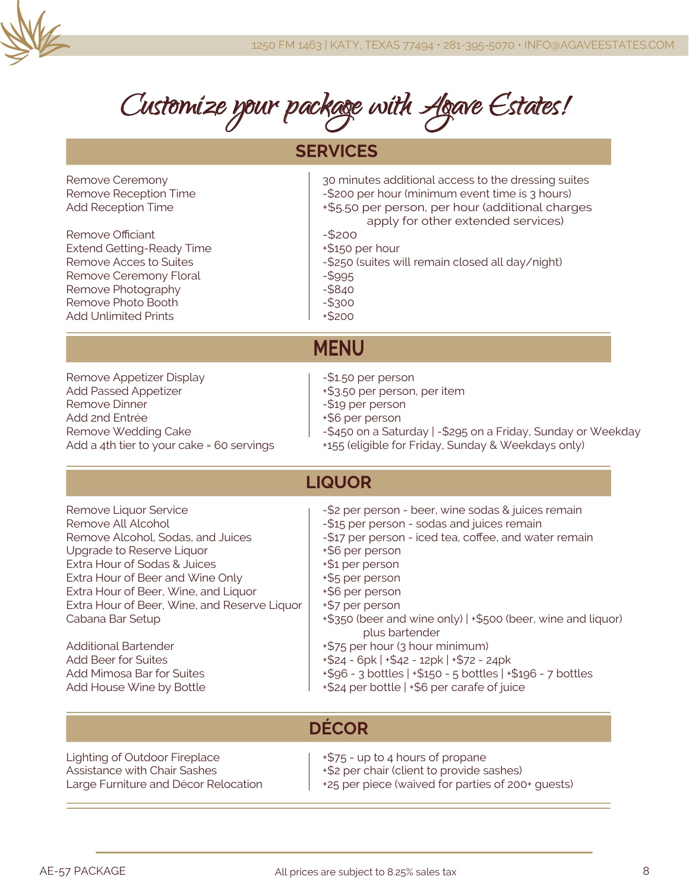# Customize your package with Agave Estates!

## SERVICES

| | |
|---|---|
| Remove Ceremony | 30 minutes additional access to the dressing suites |
| Remove Reception Time | -$200 per hour (minimum event time is 3 hours) |
| Add Reception Time | +$5.50 per person, per hour (additional charges apply for other extended services) |
| Remove Officiant | -$200 |
| Extend Getting-Ready Time | +$150 per hour |
| Remove Acces to Suites | -$250 (suites will remain closed all day/night) |
| Remove Ceremony Floral | -$995 |
| Remove Photography | -$840 |
| Remove Photo Booth | -$300 |
| Add Unlimited Prints | +$200 |

## MENU

| | |
|---|---|
| Remove Appetizer Display | -$1.50 per person |
| Add Passed Appetizer | +$3.50 per person, per item |
| Remove Dinner | -$19 per person |
| Add 2nd Entrée | +$6 per person |
| Remove Wedding Cake | -$450 on a Saturday \| -$295 on a Friday, Sunday or Weekday |
| Add a 4th tier to your cake = 60 servings | +155 (eligible for Friday, Sunday & Weekdays only) |

## LIQUOR

| | |
|---|---|
| Remove Liquor Service | -$2 per person - beer, wine sodas & juices remain |
| Remove All Alcohol | -$15 per person - sodas and juices remain |
| Remove Alcohol, Sodas, and Juices | -$17 per person - iced tea, coffee, and water remain |
| Upgrade to Reserve Liquor | +$6 per person |
| Extra Hour of Sodas & Juices | +$1 per person |
| Extra Hour of Beer and Wine Only | +$5 per person |
| Extra Hour of Beer, Wine, and Liquor | +$6 per person |
| Extra Hour of Beer, Wine, and Reserve Liquor | +$7 per person |
| Cabana Bar Setup | +$350 (beer and wine only) \| +$500 (beer, wine and liquor) plus bartender |
| Additional Bartender | +$75 per hour (3 hour minimum) |
| Add Beer for Suites | +$24 - 6pk \| +$42 - 12pk \| +$72 - 24pk |
| Add Mimosa Bar for Suites | +$96 - 3 bottles \| +$150 - 5 bottles \| +$196 - 7 bottles |
| Add House Wine by Bottle | +$24 per bottle \| +$6 per carafe of juice |

## DÉCOR

| | |
|---|---|
| Lighting of Outdoor Fireplace | +$75 - up to 4 hours of propane |
| Assistance with Chair Sashes | +$2 per chair (client to provide sashes) |
| Large Furniture and Décor Relocation | +25 per piece (waived for parties of 200+ guests) |

All prices are subject to 8.25% sales tax